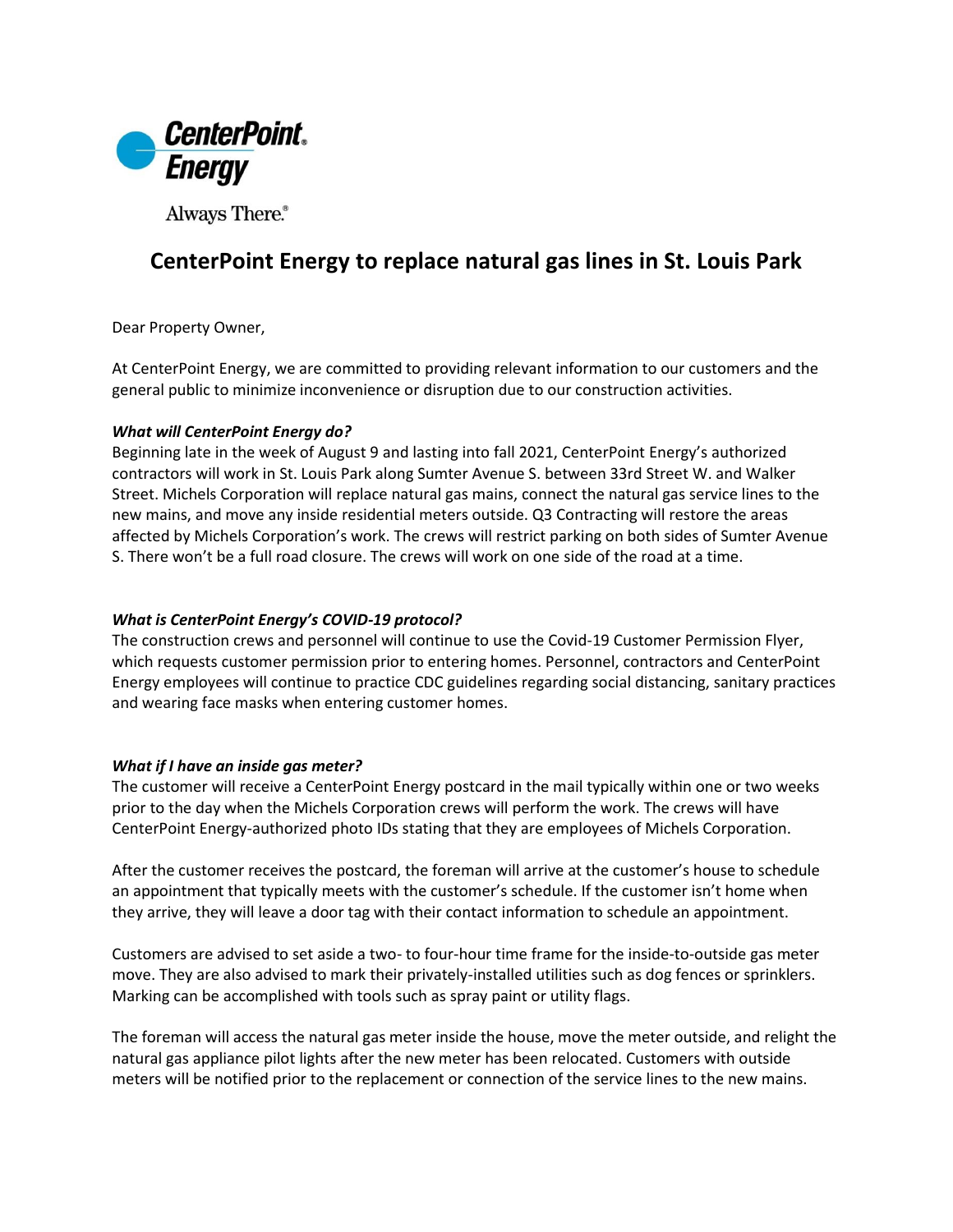CenterPoint Energy

Always There.®

# CenterPoint Energy to replace natural gas lines in St. Louis Park

Dear Property Owner,

At CenterPoint Energy, we are committed to providing relevant information to our customers and the general public to minimize inconvenience or disruption due to our construction activities.

### *What will CenterPoint Energy do?*

Beginning late in the week of August 9 and lasting into fall 2021, CenterPoint Energy's authorized contractors will work in St. Louis Park along Sumter Avenue S. between 33rd Street W. and Walker Street. Michels Corporation will replace natural gas mains, connect the natural gas service lines to the new mains, and move any inside residential meters outside. Q3 Contracting will restore the areas affected by Michels Corporation's work. The crews will restrict parking on both sides of Sumter Avenue S. There won't be a full road closure. The crews will work on one side of the road at a time.

### *What is CenterPoint Energy's COVID-19 protocol?*

The construction crews and personnel will continue to use the Covid-19 Customer Permission Flyer, which requests customer permission prior to entering homes. Personnel, contractors and CenterPoint Energy employees will continue to practice CDC guidelines regarding social distancing, sanitary practices and wearing face masks when entering customer homes.

### *What if I have an inside gas meter?*

The customer will receive a CenterPoint Energy postcard in the mail typically within one or two weeks prior to the day when the Michels Corporation crews will perform the work. The crews will have CenterPoint Energy-authorized photo IDs stating that they are employees of Michels Corporation.

After the customer receives the postcard, the foreman will arrive at the customer's house to schedule an appointment that typically meets with the customer's schedule. If the customer isn't home when they arrive, they will leave a door tag with their contact information to schedule an appointment.

Customers are advised to set aside a two- to four-hour time frame for the inside-to-outside gas meter move. They are also advised to mark their privately-installed utilities such as dog fences or sprinklers. Marking can be accomplished with tools such as spray paint or utility flags.

The foreman will access the natural gas meter inside the house, move the meter outside, and relight the natural gas appliance pilot lights after the new meter has been relocated. Customers with outside meters will be notified prior to the replacement or connection of the service lines to the new mains.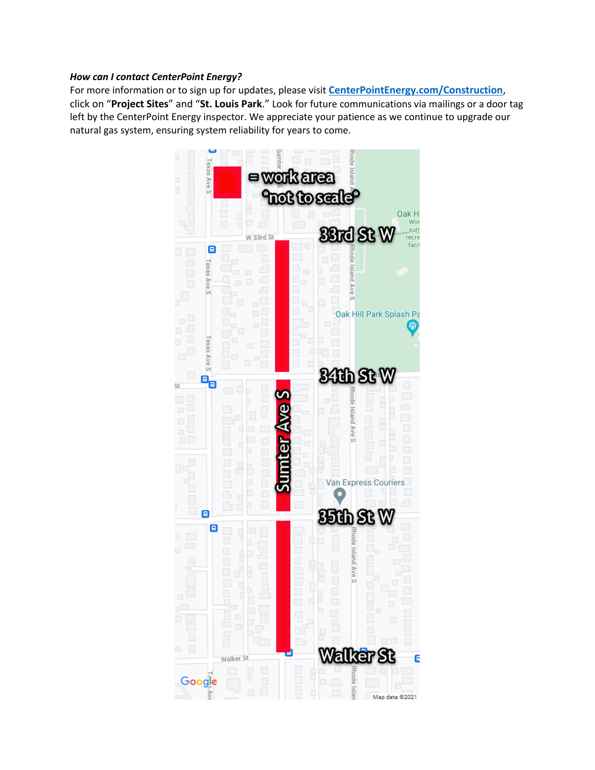***How can I contact CenterPoint Energy?***

For more information or to sign up for updates, please visit **CenterPointEnergy.com/Construction**, click on "**Project Sites**" and "**St. Louis Park**." Look for future communications via mailings or a door tag left by the CenterPoint Energy inspector. We appreciate your patience as we continue to upgrade our natural gas system, ensuring system reliability for years to come.

= work area
*not to scale*

33rd St W

34th St W

Sumter Ave S

35th St W

Walker St